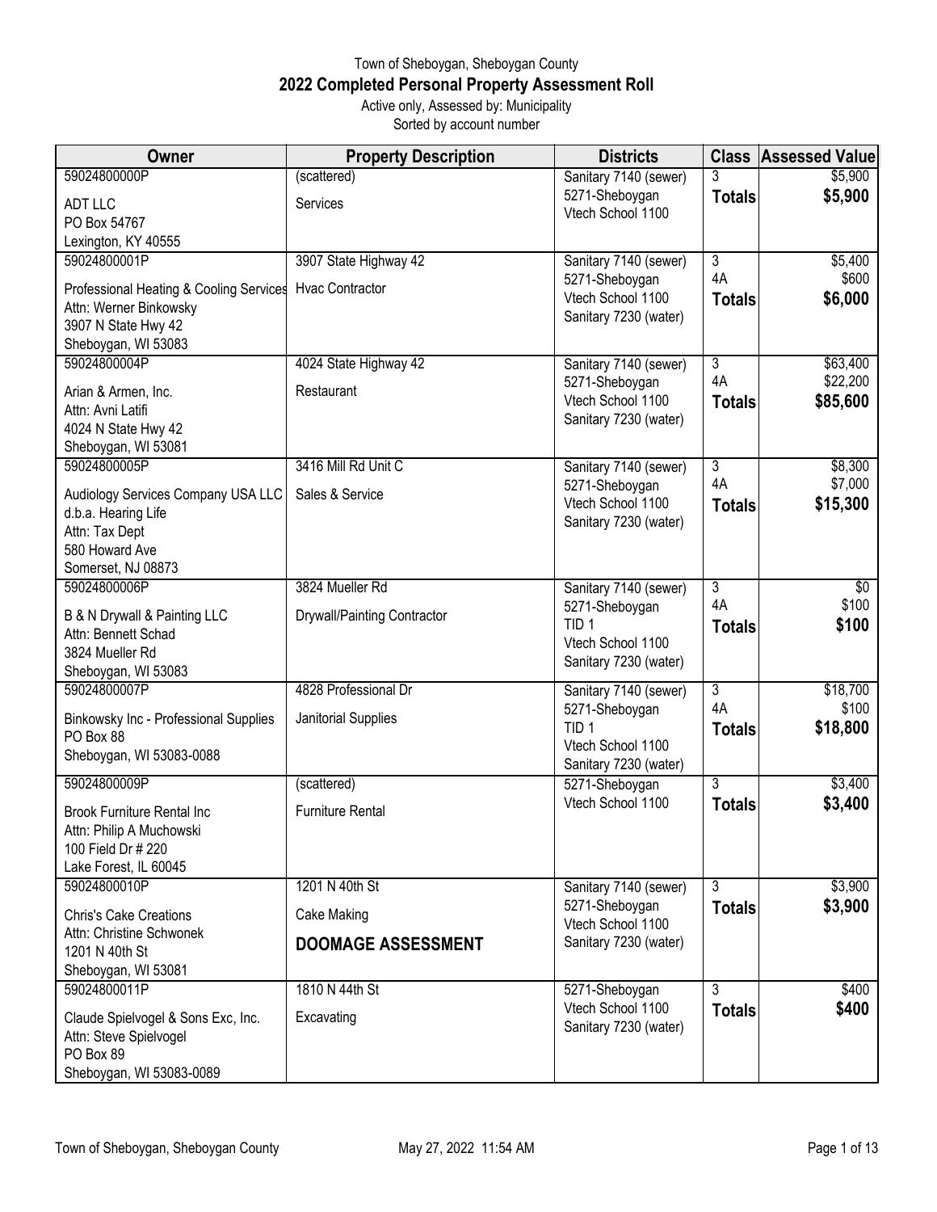Town of Sheboygan, Sheboygan County

# 2022 Completed Personal Property Assessment Roll

Active only, Assessed by: Municipality

Sorted by account number

| Owner | Property Description | Districts | Class | Assessed Value |
|---|---|---|---|---|
| 59024800000P<br>ADT LLC<br>PO Box 54767<br>Lexington, KY 40555 | (scattered)<br>Services | Sanitary 7140 (sewer)<br>5271-Sheboygan<br>Vtech School 1100 | 3<br>**Totals** | $5,900<br>**$5,900** |
| 59024800001P<br>Professional Heating & Cooling Services<br>Attn: Werner Binkowsky<br>3907 N State Hwy 42<br>Sheboygan, WI 53083 | 3907 State Highway 42<br>Hvac Contractor | Sanitary 7140 (sewer)<br>5271-Sheboygan<br>Vtech School 1100<br>Sanitary 7230 (water) | 3<br>4A<br>**Totals** | $5,400<br>$600<br>**$6,000** |
| 59024800004P<br>Arian & Armen, Inc.<br>Attn: Avni Latifi<br>4024 N State Hwy 42<br>Sheboygan, WI 53081 | 4024 State Highway 42<br>Restaurant | Sanitary 7140 (sewer)<br>5271-Sheboygan<br>Vtech School 1100<br>Sanitary 7230 (water) | 3<br>4A<br>**Totals** | $63,400<br>$22,200<br>**$85,600** |
| 59024800005P<br>Audiology Services Company USA LLC<br>d.b.a. Hearing Life<br>Attn: Tax Dept<br>580 Howard Ave<br>Somerset, NJ 08873 | 3416 Mill Rd Unit C<br>Sales & Service | Sanitary 7140 (sewer)<br>5271-Sheboygan<br>Vtech School 1100<br>Sanitary 7230 (water) | 3<br>4A<br>**Totals** | $8,300<br>$7,000<br>**$15,300** |
| 59024800006P<br>B & N Drywall & Painting LLC<br>Attn: Bennett Schad<br>3824 Mueller Rd<br>Sheboygan, WI 53083 | 3824 Mueller Rd<br>Drywall/Painting Contractor | Sanitary 7140 (sewer)<br>5271-Sheboygan<br>TID 1<br>Vtech School 1100<br>Sanitary 7230 (water) | 3<br>4A<br>**Totals** | $0<br>$100<br>**$100** |
| 59024800007P<br>Binkowsky Inc - Professional Supplies<br>PO Box 88<br>Sheboygan, WI 53083-0088 | 4828 Professional Dr<br>Janitorial Supplies | Sanitary 7140 (sewer)<br>5271-Sheboygan<br>TID 1<br>Vtech School 1100<br>Sanitary 7230 (water) | 3<br>4A<br>**Totals** | $18,700<br>$100<br>**$18,800** |
| 59024800009P<br>Brook Furniture Rental Inc<br>Attn: Philip A Muchowski<br>100 Field Dr # 220<br>Lake Forest, IL 60045 | (scattered)<br>Furniture Rental | 5271-Sheboygan<br>Vtech School 1100 | 3<br>**Totals** | $3,400<br>**$3,400** |
| 59024800010P<br>Chris's Cake Creations<br>Attn: Christine Schwonek<br>1201 N 40th St<br>Sheboygan, WI 53081 | 1201 N 40th St<br>Cake Making<br>**DOOMAGE ASSESSMENT** | Sanitary 7140 (sewer)<br>5271-Sheboygan<br>Vtech School 1100<br>Sanitary 7230 (water) | 3<br>**Totals** | $3,900<br>**$3,900** |
| 59024800011P<br>Claude Spielvogel & Sons Exc, Inc.<br>Attn: Steve Spielvogel<br>PO Box 89<br>Sheboygan, WI 53083-0089 | 1810 N 44th St<br>Excavating | 5271-Sheboygan<br>Vtech School 1100<br>Sanitary 7230 (water) | 3<br>**Totals** | $400<br>**$400** |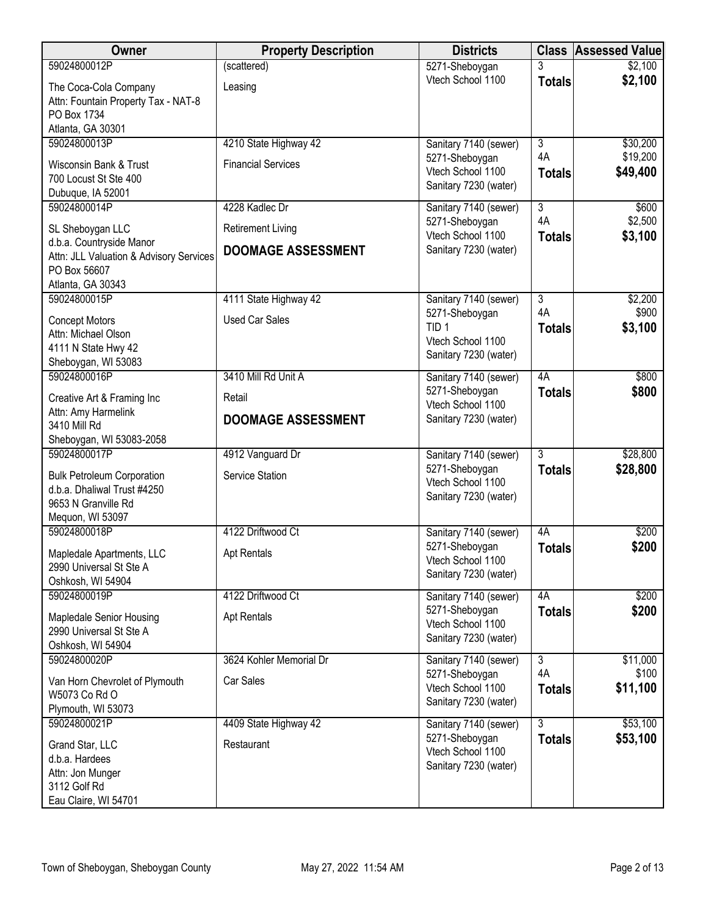| Owner | Property Description | Districts | Class | Assessed Value |
|---|---|---|---|---|
| 59024800012P<br>The Coca-Cola Company<br>Attn: Fountain Property Tax - NAT-8<br>PO Box 1734<br>Atlanta, GA 30301 | (scattered)<br>Leasing | 5271-Sheboygan<br>Vtech School 1100 | 3<br>**Totals** | $2,100<br>**$2,100** |
| 59024800013P<br>Wisconsin Bank & Trust<br>700 Locust St Ste 400<br>Dubuque, IA 52001 | 4210 State Highway 42<br>Financial Services | Sanitary 7140 (sewer)<br>5271-Sheboygan<br>Vtech School 1100<br>Sanitary 7230 (water) | 3<br>4A<br>**Totals** | $30,200<br>$19,200<br>**$49,400** |
| 59024800014P<br>SL Sheboygan LLC<br>d.b.a. Countryside Manor<br>Attn: JLL Valuation & Advisory Services<br>PO Box 56607<br>Atlanta, GA 30343 | 4228 Kadlec Dr<br>Retirement Living<br>**DOOMAGE ASSESSMENT** | Sanitary 7140 (sewer)<br>5271-Sheboygan<br>Vtech School 1100<br>Sanitary 7230 (water) | 3<br>4A<br>**Totals** | $600<br>$2,500<br>**$3,100** |
| 59024800015P<br>Concept Motors<br>Attn: Michael Olson<br>4111 N State Hwy 42<br>Sheboygan, WI 53083 | 4111 State Highway 42<br>Used Car Sales | Sanitary 7140 (sewer)<br>5271-Sheboygan<br>TID 1<br>Vtech School 1100<br>Sanitary 7230 (water) | 3<br>4A<br>**Totals** | $2,200<br>$900<br>**$3,100** |
| 59024800016P<br>Creative Art & Framing Inc<br>Attn: Amy Harmelink<br>3410 Mill Rd<br>Sheboygan, WI 53083-2058 | 3410 Mill Rd Unit A<br>Retail<br>**DOOMAGE ASSESSMENT** | Sanitary 7140 (sewer)<br>5271-Sheboygan<br>Vtech School 1100<br>Sanitary 7230 (water) | 4A<br>**Totals** | $800<br>**$800** |
| 59024800017P<br>Bulk Petroleum Corporation<br>d.b.a. Dhaliwal Trust #4250<br>9653 N Granville Rd<br>Mequon, WI 53097 | 4912 Vanguard Dr<br>Service Station | Sanitary 7140 (sewer)<br>5271-Sheboygan<br>Vtech School 1100<br>Sanitary 7230 (water) | 3<br>**Totals** | $28,800<br>**$28,800** |
| 59024800018P<br>Mapledale Apartments, LLC<br>2990 Universal St Ste A<br>Oshkosh, WI 54904 | 4122 Driftwood Ct<br>Apt Rentals | Sanitary 7140 (sewer)<br>5271-Sheboygan<br>Vtech School 1100<br>Sanitary 7230 (water) | 4A<br>**Totals** | $200<br>**$200** |
| 59024800019P<br>Mapledale Senior Housing<br>2990 Universal St Ste A<br>Oshkosh, WI 54904 | 4122 Driftwood Ct<br>Apt Rentals | Sanitary 7140 (sewer)<br>5271-Sheboygan<br>Vtech School 1100<br>Sanitary 7230 (water) | 4A<br>**Totals** | $200<br>**$200** |
| 59024800020P<br>Van Horn Chevrolet of Plymouth<br>W5073 Co Rd O<br>Plymouth, WI 53073 | 3624 Kohler Memorial Dr<br>Car Sales | Sanitary 7140 (sewer)<br>5271-Sheboygan<br>Vtech School 1100<br>Sanitary 7230 (water) | 3<br>4A<br>**Totals** | $11,000<br>$100<br>**$11,100** |
| 59024800021P<br>Grand Star, LLC<br>d.b.a. Hardees<br>Attn: Jon Munger<br>3112 Golf Rd<br>Eau Claire, WI 54701 | 4409 State Highway 42<br>Restaurant | Sanitary 7140 (sewer)<br>5271-Sheboygan<br>Vtech School 1100<br>Sanitary 7230 (water) | 3<br>**Totals** | $53,100<br>**$53,100** |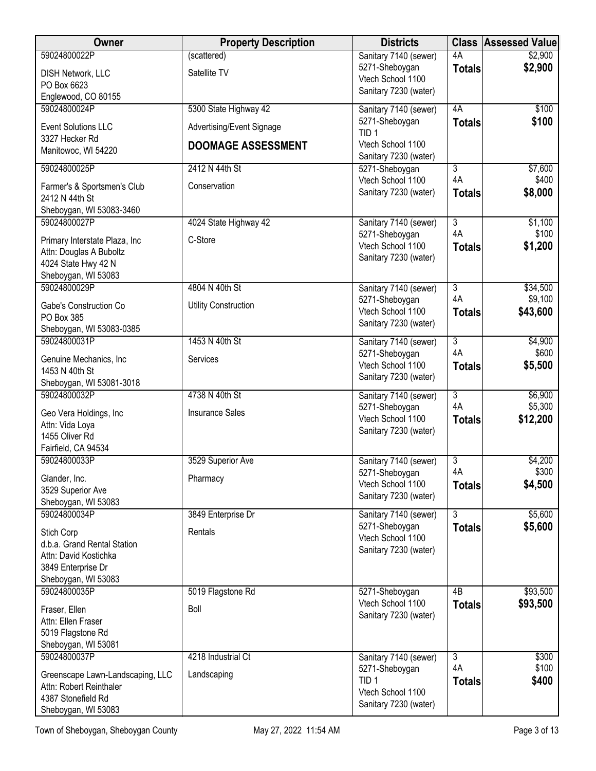| Owner | Property Description | Districts | Class | Assessed Value |
|---|---|---|---|---|
| 59024800022P<br>DISH Network, LLC<br>PO Box 6623<br>Englewood, CO 80155 | (scattered)<br>Satellite TV | Sanitary 7140 (sewer)<br>5271-Sheboygan<br>Vtech School 1100<br>Sanitary 7230 (water) | 4A<br>**Totals** | $2,900<br>**$2,900** |
| 59024800024P<br>Event Solutions LLC<br>3327 Hecker Rd<br>Manitowoc, WI 54220 | 5300 State Highway 42<br>Advertising/Event Signage<br>**DOOMAGE ASSESSMENT** | Sanitary 7140 (sewer)<br>5271-Sheboygan<br>TID 1<br>Vtech School 1100<br>Sanitary 7230 (water) | 4A<br>**Totals** | $100<br>**$100** |
| 59024800025P<br>Farmer's & Sportsmen's Club<br>2412 N 44th St<br>Sheboygan, WI 53083-3460 | 2412 N 44th St<br>Conservation | 5271-Sheboygan<br>Vtech School 1100<br>Sanitary 7230 (water) | 3<br>4A<br>**Totals** | $7,600<br>$400<br>**$8,000** |
| 59024800027P<br>Primary Interstate Plaza, Inc<br>Attn: Douglas A Buboltz<br>4024 State Hwy 42 N<br>Sheboygan, WI 53083 | 4024 State Highway 42<br>C-Store | Sanitary 7140 (sewer)<br>5271-Sheboygan<br>Vtech School 1100<br>Sanitary 7230 (water) | 3<br>4A<br>**Totals** | $1,100<br>$100<br>**$1,200** |
| 59024800029P<br>Gabe's Construction Co<br>PO Box 385<br>Sheboygan, WI 53083-0385 | 4804 N 40th St<br>Utility Construction | Sanitary 7140 (sewer)<br>5271-Sheboygan<br>Vtech School 1100<br>Sanitary 7230 (water) | 3<br>4A<br>**Totals** | $34,500<br>$9,100<br>**$43,600** |
| 59024800031P<br>Genuine Mechanics, Inc<br>1453 N 40th St<br>Sheboygan, WI 53081-3018 | 1453 N 40th St<br>Services | Sanitary 7140 (sewer)<br>5271-Sheboygan<br>Vtech School 1100<br>Sanitary 7230 (water) | 3<br>4A<br>**Totals** | $4,900<br>$600<br>**$5,500** |
| 59024800032P<br>Geo Vera Holdings, Inc<br>Attn: Vida Loya<br>1455 Oliver Rd<br>Fairfield, CA 94534 | 4738 N 40th St<br>Insurance Sales | Sanitary 7140 (sewer)<br>5271-Sheboygan<br>Vtech School 1100<br>Sanitary 7230 (water) | 3<br>4A<br>**Totals** | $6,900<br>$5,300<br>**$12,200** |
| 59024800033P<br>Glander, Inc.<br>3529 Superior Ave<br>Sheboygan, WI 53083 | 3529 Superior Ave<br>Pharmacy | Sanitary 7140 (sewer)<br>5271-Sheboygan<br>Vtech School 1100<br>Sanitary 7230 (water) | 3<br>4A<br>**Totals** | $4,200<br>$300<br>**$4,500** |
| 59024800034P<br>Stich Corp<br>d.b.a. Grand Rental Station<br>Attn: David Kostichka<br>3849 Enterprise Dr<br>Sheboygan, WI 53083 | 3849 Enterprise Dr<br>Rentals | Sanitary 7140 (sewer)<br>5271-Sheboygan<br>Vtech School 1100<br>Sanitary 7230 (water) | 3<br>**Totals** | $5,600<br>**$5,600** |
| 59024800035P<br>Fraser, Ellen<br>Attn: Ellen Fraser<br>5019 Flagstone Rd<br>Sheboygan, WI 53081 | 5019 Flagstone Rd<br>Boll | 5271-Sheboygan<br>Vtech School 1100<br>Sanitary 7230 (water) | 4B<br>**Totals** | $93,500<br>**$93,500** |
| 59024800037P<br>Greenscape Lawn-Landscaping, LLC<br>Attn: Robert Reinthaler<br>4387 Stonefield Rd<br>Sheboygan, WI 53083 | 4218 Industrial Ct<br>Landscaping | Sanitary 7140 (sewer)<br>5271-Sheboygan<br>TID 1<br>Vtech School 1100<br>Sanitary 7230 (water) | 3<br>4A<br>**Totals** | $300<br>$100<br>**$400** |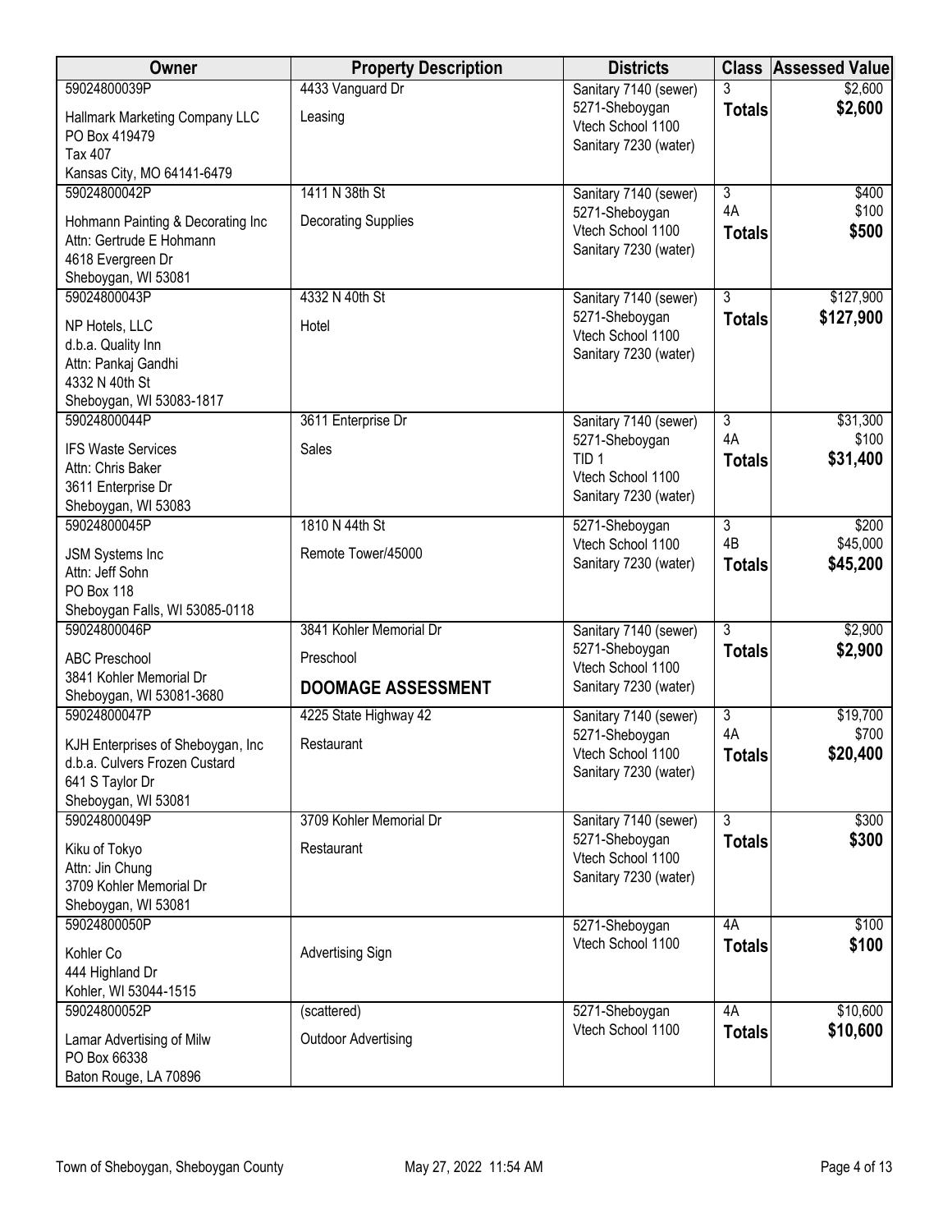| Owner | Property Description | Districts | Class | Assessed Value |
|---|---|---|---|---|
| 59024800039P<br>Hallmark Marketing Company LLC<br>PO Box 419479<br>Tax 407<br>Kansas City, MO 64141-6479 | 4433 Vanguard Dr<br>Leasing | Sanitary 7140 (sewer)<br>5271-Sheboygan<br>Vtech School 1100<br>Sanitary 7230 (water) | 3<br>**Totals** | $2,600<br>**$2,600** |
| 59024800042P<br>Hohmann Painting & Decorating Inc<br>Attn: Gertrude E Hohmann<br>4618 Evergreen Dr<br>Sheboygan, WI 53081 | 1411 N 38th St<br>Decorating Supplies | Sanitary 7140 (sewer)<br>5271-Sheboygan<br>Vtech School 1100<br>Sanitary 7230 (water) | 3<br>4A<br>**Totals** | $400<br>$100<br>**$500** |
| 59024800043P<br>NP Hotels, LLC<br>d.b.a. Quality Inn<br>Attn: Pankaj Gandhi<br>4332 N 40th St<br>Sheboygan, WI 53083-1817 | 4332 N 40th St<br>Hotel | Sanitary 7140 (sewer)<br>5271-Sheboygan<br>Vtech School 1100<br>Sanitary 7230 (water) | 3<br>**Totals** | $127,900<br>**$127,900** |
| 59024800044P<br>IFS Waste Services<br>Attn: Chris Baker<br>3611 Enterprise Dr<br>Sheboygan, WI 53083 | 3611 Enterprise Dr<br>Sales | Sanitary 7140 (sewer)<br>5271-Sheboygan<br>TID 1<br>Vtech School 1100<br>Sanitary 7230 (water) | 3<br>4A<br>**Totals** | $31,300<br>$100<br>**$31,400** |
| 59024800045P<br>JSM Systems Inc<br>Attn: Jeff Sohn<br>PO Box 118<br>Sheboygan Falls, WI 53085-0118 | 1810 N 44th St<br>Remote Tower/45000 | 5271-Sheboygan<br>Vtech School 1100<br>Sanitary 7230 (water) | 3<br>4B<br>**Totals** | $200<br>$45,000<br>**$45,200** |
| 59024800046P<br>ABC Preschool<br>3841 Kohler Memorial Dr<br>Sheboygan, WI 53081-3680 | 3841 Kohler Memorial Dr<br>Preschool<br>**DOOMAGE ASSESSMENT** | Sanitary 7140 (sewer)<br>5271-Sheboygan<br>Vtech School 1100<br>Sanitary 7230 (water) | 3<br>**Totals** | $2,900<br>**$2,900** |
| 59024800047P<br>KJH Enterprises of Sheboygan, Inc<br>d.b.a. Culvers Frozen Custard<br>641 S Taylor Dr<br>Sheboygan, WI 53081 | 4225 State Highway 42<br>Restaurant | Sanitary 7140 (sewer)<br>5271-Sheboygan<br>Vtech School 1100<br>Sanitary 7230 (water) | 3<br>4A<br>**Totals** | $19,700<br>$700<br>**$20,400** |
| 59024800049P<br>Kiku of Tokyo<br>Attn: Jin Chung<br>3709 Kohler Memorial Dr<br>Sheboygan, WI 53081 | 3709 Kohler Memorial Dr<br>Restaurant | Sanitary 7140 (sewer)<br>5271-Sheboygan<br>Vtech School 1100<br>Sanitary 7230 (water) | 3<br>**Totals** | $300<br>**$300** |
| 59024800050P<br>Kohler Co<br>444 Highland Dr<br>Kohler, WI 53044-1515 | Advertising Sign | 5271-Sheboygan<br>Vtech School 1100 | 4A<br>**Totals** | $100<br>**$100** |
| 59024800052P<br>Lamar Advertising of Milw<br>PO Box 66338<br>Baton Rouge, LA 70896 | (scattered)<br>Outdoor Advertising | 5271-Sheboygan<br>Vtech School 1100 | 4A<br>**Totals** | $10,600<br>**$10,600** |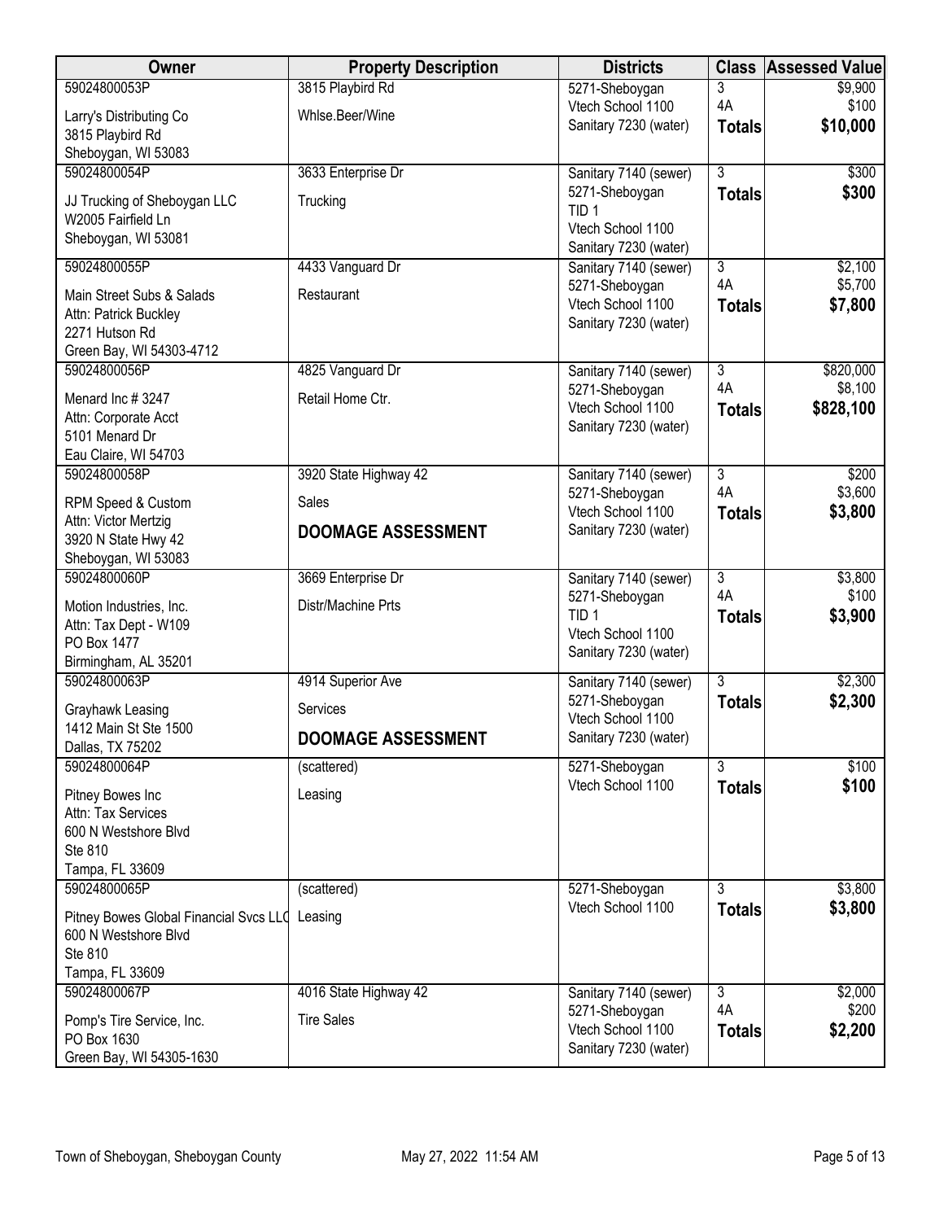| Owner | Property Description | Districts | Class | Assessed Value |
|---|---|---|---|---|
| 59024800053P<br>Larry's Distributing Co<br>3815 Playbird Rd<br>Sheboygan, WI 53083 | 3815 Playbird Rd<br>Whlse.Beer/Wine | 5271-Sheboygan<br>Vtech School 1100<br>Sanitary 7230 (water) | 3<br>4A<br>**Totals** | $9,900<br>$100<br>**$10,000** |
| 59024800054P<br>JJ Trucking of Sheboygan LLC<br>W2005 Fairfield Ln<br>Sheboygan, WI 53081 | 3633 Enterprise Dr<br>Trucking | Sanitary 7140 (sewer)<br>5271-Sheboygan<br>TID 1<br>Vtech School 1100<br>Sanitary 7230 (water) | 3<br>**Totals** | $300<br>**$300** |
| 59024800055P<br>Main Street Subs & Salads<br>Attn: Patrick Buckley<br>2271 Hutson Rd<br>Green Bay, WI 54303-4712 | 4433 Vanguard Dr<br>Restaurant | Sanitary 7140 (sewer)<br>5271-Sheboygan<br>Vtech School 1100<br>Sanitary 7230 (water) | 3<br>4A<br>**Totals** | $2,100<br>$5,700<br>**$7,800** |
| 59024800056P<br>Menard Inc # 3247<br>Attn: Corporate Acct<br>5101 Menard Dr<br>Eau Claire, WI 54703 | 4825 Vanguard Dr<br>Retail Home Ctr. | Sanitary 7140 (sewer)<br>5271-Sheboygan<br>Vtech School 1100<br>Sanitary 7230 (water) | 3<br>4A<br>**Totals** | $820,000<br>$8,100<br>**$828,100** |
| 59024800058P<br>RPM Speed & Custom<br>Attn: Victor Mertzig<br>3920 N State Hwy 42<br>Sheboygan, WI 53083 | 3920 State Highway 42<br>Sales<br>**DOOMAGE ASSESSMENT** | Sanitary 7140 (sewer)<br>5271-Sheboygan<br>Vtech School 1100<br>Sanitary 7230 (water) | 3<br>4A<br>**Totals** | $200<br>$3,600<br>**$3,800** |
| 59024800060P<br>Motion Industries, Inc.<br>Attn: Tax Dept - W109<br>PO Box 1477<br>Birmingham, AL 35201 | 3669 Enterprise Dr<br>Distr/Machine Prts | Sanitary 7140 (sewer)<br>5271-Sheboygan<br>TID 1<br>Vtech School 1100<br>Sanitary 7230 (water) | 3<br>4A<br>**Totals** | $3,800<br>$100<br>**$3,900** |
| 59024800063P<br>Grayhawk Leasing<br>1412 Main St Ste 1500<br>Dallas, TX 75202 | 4914 Superior Ave<br>Services<br>**DOOMAGE ASSESSMENT** | Sanitary 7140 (sewer)<br>5271-Sheboygan<br>Vtech School 1100<br>Sanitary 7230 (water) | 3<br>**Totals** | $2,300<br>**$2,300** |
| 59024800064P<br>Pitney Bowes Inc<br>Attn: Tax Services<br>600 N Westshore Blvd<br>Ste 810<br>Tampa, FL 33609 | (scattered)<br>Leasing | 5271-Sheboygan<br>Vtech School 1100 | 3<br>**Totals** | $100<br>**$100** |
| 59024800065P<br>Pitney Bowes Global Financial Svcs LLC<br>600 N Westshore Blvd<br>Ste 810<br>Tampa, FL 33609 | (scattered)<br>Leasing | 5271-Sheboygan<br>Vtech School 1100 | 3<br>**Totals** | $3,800<br>**$3,800** |
| 59024800067P<br>Pomp's Tire Service, Inc.<br>PO Box 1630<br>Green Bay, WI 54305-1630 | 4016 State Highway 42<br>Tire Sales | Sanitary 7140 (sewer)<br>5271-Sheboygan<br>Vtech School 1100<br>Sanitary 7230 (water) | 3<br>4A<br>**Totals** | $2,000<br>$200<br>**$2,200** |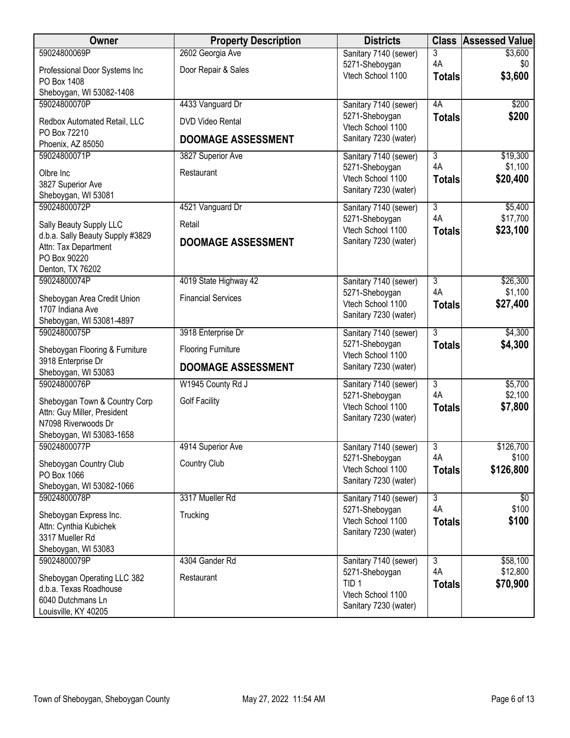| Owner | Property Description | Districts | Class | Assessed Value |
|---|---|---|---|---|
| 59024800069P<br>Professional Door Systems Inc<br>PO Box 1408<br>Sheboygan, WI 53082-1408 | 2602 Georgia Ave<br>Door Repair & Sales | Sanitary 7140 (sewer)<br>5271-Sheboygan<br>Vtech School 1100 | 3<br>4A<br>**Totals** | $3,600<br>$0<br>**$3,600** |
| 59024800070P<br>Redbox Automated Retail, LLC<br>PO Box 72210<br>Phoenix, AZ 85050 | 4433 Vanguard Dr<br>DVD Video Rental<br>**DOOMAGE ASSESSMENT** | Sanitary 7140 (sewer)<br>5271-Sheboygan<br>Vtech School 1100<br>Sanitary 7230 (water) | 4A<br>**Totals** | $200<br>**$200** |
| 59024800071P<br>Olbre Inc<br>3827 Superior Ave<br>Sheboygan, WI 53081 | 3827 Superior Ave<br>Restaurant | Sanitary 7140 (sewer)<br>5271-Sheboygan<br>Vtech School 1100<br>Sanitary 7230 (water) | 3<br>4A<br>**Totals** | $19,300<br>$1,100<br>**$20,400** |
| 59024800072P<br>Sally Beauty Supply LLC<br>d.b.a. Sally Beauty Supply #3829<br>Attn: Tax Department<br>PO Box 90220<br>Denton, TX 76202 | 4521 Vanguard Dr<br>Retail<br>**DOOMAGE ASSESSMENT** | Sanitary 7140 (sewer)<br>5271-Sheboygan<br>Vtech School 1100<br>Sanitary 7230 (water) | 3<br>4A<br>**Totals** | $5,400<br>$17,700<br>**$23,100** |
| 59024800074P<br>Sheboygan Area Credit Union<br>1707 Indiana Ave<br>Sheboygan, WI 53081-4897 | 4019 State Highway 42<br>Financial Services | Sanitary 7140 (sewer)<br>5271-Sheboygan<br>Vtech School 1100<br>Sanitary 7230 (water) | 3<br>4A<br>**Totals** | $26,300<br>$1,100<br>**$27,400** |
| 59024800075P<br>Sheboygan Flooring & Furniture<br>3918 Enterprise Dr<br>Sheboygan, WI 53083 | 3918 Enterprise Dr<br>Flooring Furniture<br>**DOOMAGE ASSESSMENT** | Sanitary 7140 (sewer)<br>5271-Sheboygan<br>Vtech School 1100<br>Sanitary 7230 (water) | 3<br>**Totals** | $4,300<br>**$4,300** |
| 59024800076P<br>Sheboygan Town & Country Corp<br>Attn: Guy Miller, President<br>N7098 Riverwoods Dr<br>Sheboygan, WI 53083-1658 | W1945 County Rd J<br>Golf Facility | Sanitary 7140 (sewer)<br>5271-Sheboygan<br>Vtech School 1100<br>Sanitary 7230 (water) | 3<br>4A<br>**Totals** | $5,700<br>$2,100<br>**$7,800** |
| 59024800077P<br>Sheboygan Country Club<br>PO Box 1066<br>Sheboygan, WI 53082-1066 | 4914 Superior Ave<br>Country Club | Sanitary 7140 (sewer)<br>5271-Sheboygan<br>Vtech School 1100<br>Sanitary 7230 (water) | 3<br>4A<br>**Totals** | $126,700<br>$100<br>**$126,800** |
| 59024800078P<br>Sheboygan Express Inc.<br>Attn: Cynthia Kubichek<br>3317 Mueller Rd<br>Sheboygan, WI 53083 | 3317 Mueller Rd<br>Trucking | Sanitary 7140 (sewer)<br>5271-Sheboygan<br>Vtech School 1100<br>Sanitary 7230 (water) | 3<br>4A<br>**Totals** | $0<br>$100<br>**$100** |
| 59024800079P<br>Sheboygan Operating LLC 382<br>d.b.a. Texas Roadhouse<br>6040 Dutchmans Ln<br>Louisville, KY 40205 | 4304 Gander Rd<br>Restaurant | Sanitary 7140 (sewer)<br>5271-Sheboygan<br>TID 1<br>Vtech School 1100<br>Sanitary 7230 (water) | 3<br>4A<br>**Totals** | $58,100<br>$12,800<br>**$70,900** |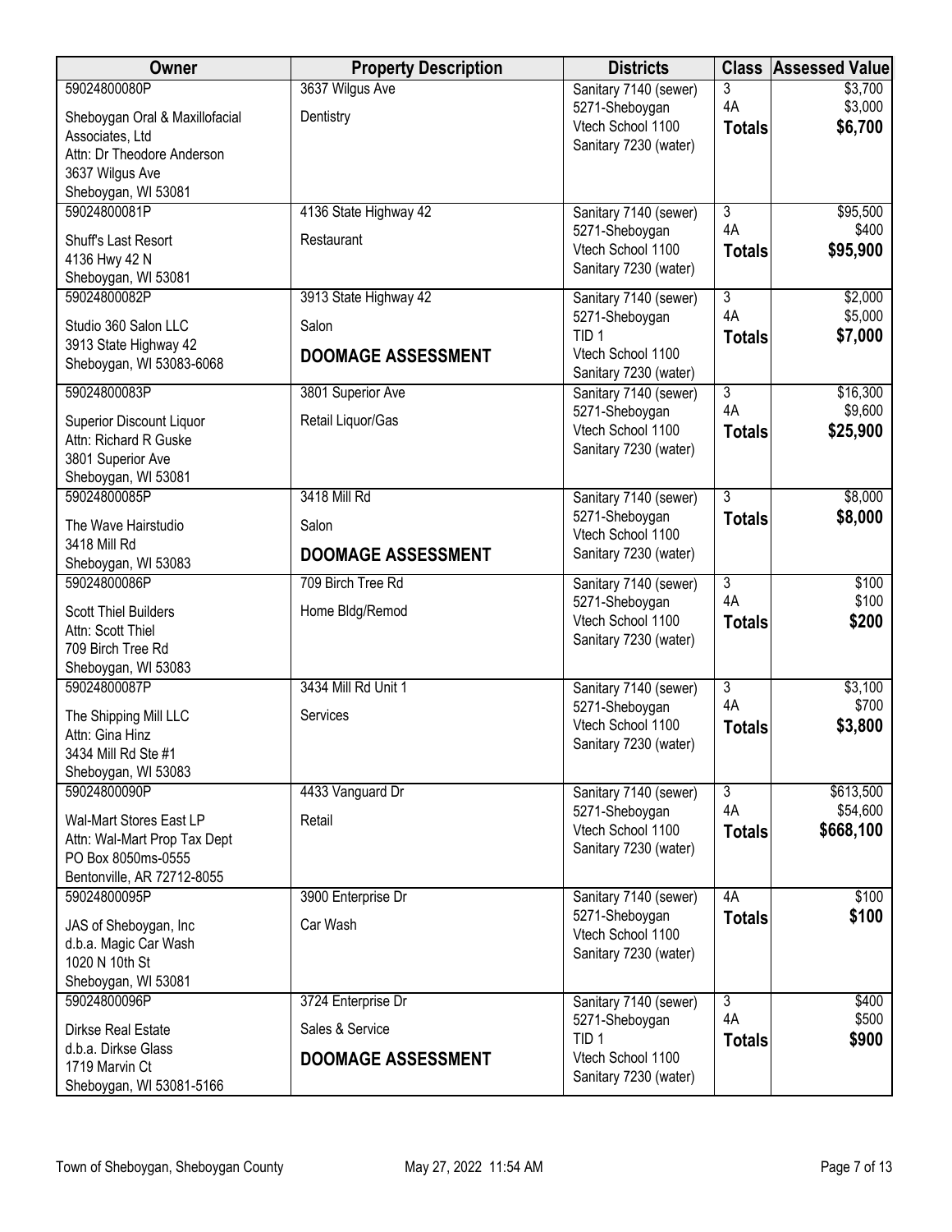| Owner | Property Description | Districts | Class | Assessed Value |
|---|---|---|---|---|
| 59024800080P<br>Sheboygan Oral & Maxillofacial Associates, Ltd<br>Attn: Dr Theodore Anderson<br>3637 Wilgus Ave<br>Sheboygan, WI 53081 | 3637 Wilgus Ave<br>Dentistry | Sanitary 7140 (sewer)<br>5271-Sheboygan<br>Vtech School 1100<br>Sanitary 7230 (water) | 3<br>4A<br>**Totals** | \$3,700<br>\$3,000<br>**\$6,700** |
| 59024800081P<br>Shuff's Last Resort<br>4136 Hwy 42 N<br>Sheboygan, WI 53081 | 4136 State Highway 42<br>Restaurant | Sanitary 7140 (sewer)<br>5271-Sheboygan<br>Vtech School 1100<br>Sanitary 7230 (water) | 3<br>4A<br>**Totals** | \$95,500<br>\$400<br>**\$95,900** |
| 59024800082P<br>Studio 360 Salon LLC<br>3913 State Highway 42<br>Sheboygan, WI 53083-6068 | 3913 State Highway 42<br>Salon<br>**DOOMAGE ASSESSMENT** | Sanitary 7140 (sewer)<br>5271-Sheboygan<br>TID 1<br>Vtech School 1100<br>Sanitary 7230 (water) | 3<br>4A<br>**Totals** | \$2,000<br>\$5,000<br>**\$7,000** |
| 59024800083P<br>Superior Discount Liquor<br>Attn: Richard R Guske<br>3801 Superior Ave<br>Sheboygan, WI 53081 | 3801 Superior Ave<br>Retail Liquor/Gas | Sanitary 7140 (sewer)<br>5271-Sheboygan<br>Vtech School 1100<br>Sanitary 7230 (water) | 3<br>4A<br>**Totals** | \$16,300<br>\$9,600<br>**\$25,900** |
| 59024800085P<br>The Wave Hairstudio<br>3418 Mill Rd<br>Sheboygan, WI 53083 | 3418 Mill Rd<br>Salon<br>**DOOMAGE ASSESSMENT** | Sanitary 7140 (sewer)<br>5271-Sheboygan<br>Vtech School 1100<br>Sanitary 7230 (water) | 3<br>**Totals** | \$8,000<br>**\$8,000** |
| 59024800086P<br>Scott Thiel Builders<br>Attn: Scott Thiel<br>709 Birch Tree Rd<br>Sheboygan, WI 53083 | 709 Birch Tree Rd<br>Home Bldg/Remod | Sanitary 7140 (sewer)<br>5271-Sheboygan<br>Vtech School 1100<br>Sanitary 7230 (water) | 3<br>4A<br>**Totals** | \$100<br>\$100<br>**\$200** |
| 59024800087P<br>The Shipping Mill LLC<br>Attn: Gina Hinz<br>3434 Mill Rd Ste #1<br>Sheboygan, WI 53083 | 3434 Mill Rd Unit 1<br>Services | Sanitary 7140 (sewer)<br>5271-Sheboygan<br>Vtech School 1100<br>Sanitary 7230 (water) | 3<br>4A<br>**Totals** | \$3,100<br>\$700<br>**\$3,800** |
| 59024800090P<br>Wal-Mart Stores East LP<br>Attn: Wal-Mart Prop Tax Dept<br>PO Box 8050ms-0555<br>Bentonville, AR 72712-8055 | 4433 Vanguard Dr<br>Retail | Sanitary 7140 (sewer)<br>5271-Sheboygan<br>Vtech School 1100<br>Sanitary 7230 (water) | 3<br>4A<br>**Totals** | \$613,500<br>\$54,600<br>**\$668,100** |
| 59024800095P<br>JAS of Sheboygan, Inc<br>d.b.a. Magic Car Wash<br>1020 N 10th St<br>Sheboygan, WI 53081 | 3900 Enterprise Dr<br>Car Wash | Sanitary 7140 (sewer)<br>5271-Sheboygan<br>Vtech School 1100<br>Sanitary 7230 (water) | 4A<br>**Totals** | \$100<br>**\$100** |
| 59024800096P<br>Dirkse Real Estate<br>d.b.a. Dirkse Glass<br>1719 Marvin Ct<br>Sheboygan, WI 53081-5166 | 3724 Enterprise Dr<br>Sales & Service<br>**DOOMAGE ASSESSMENT** | Sanitary 7140 (sewer)<br>5271-Sheboygan<br>TID 1<br>Vtech School 1100<br>Sanitary 7230 (water) | 3<br>4A<br>**Totals** | \$400<br>\$500<br>**\$900** |

Town of Sheboygan, Sheboygan County — May 27, 2022 11:54 AM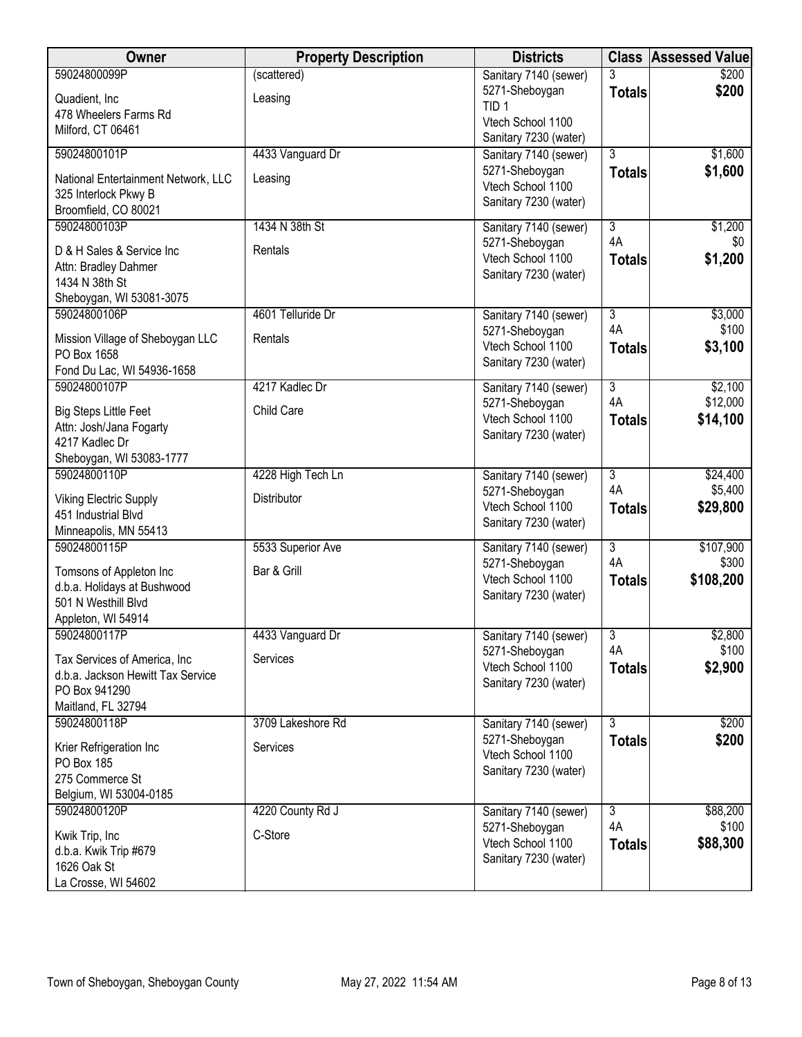| Owner | Property Description | Districts | Class | Assessed Value |
|---|---|---|---|---|
| 59024800099P<br>Quadient, Inc<br>478 Wheelers Farms Rd<br>Milford, CT 06461 | (scattered)<br>Leasing | Sanitary 7140 (sewer)<br>5271-Sheboygan<br>TID 1<br>Vtech School 1100<br>Sanitary 7230 (water) | 3<br>**Totals** | $200<br>**$200** |
| 59024800101P<br>National Entertainment Network, LLC<br>325 Interlock Pkwy B<br>Broomfield, CO 80021 | 4433 Vanguard Dr<br>Leasing | Sanitary 7140 (sewer)<br>5271-Sheboygan<br>Vtech School 1100<br>Sanitary 7230 (water) | 3<br>**Totals** | $1,600<br>**$1,600** |
| 59024800103P<br>D & H Sales & Service Inc<br>Attn: Bradley Dahmer<br>1434 N 38th St<br>Sheboygan, WI 53081-3075 | 1434 N 38th St<br>Rentals | Sanitary 7140 (sewer)<br>5271-Sheboygan<br>Vtech School 1100<br>Sanitary 7230 (water) | 3<br>4A<br>**Totals** | $1,200<br>$0<br>**$1,200** |
| 59024800106P<br>Mission Village of Sheboygan LLC<br>PO Box 1658<br>Fond Du Lac, WI 54936-1658 | 4601 Telluride Dr<br>Rentals | Sanitary 7140 (sewer)<br>5271-Sheboygan<br>Vtech School 1100<br>Sanitary 7230 (water) | 3<br>4A<br>**Totals** | $3,000<br>$100<br>**$3,100** |
| 59024800107P<br>Big Steps Little Feet<br>Attn: Josh/Jana Fogarty<br>4217 Kadlec Dr<br>Sheboygan, WI 53083-1777 | 4217 Kadlec Dr<br>Child Care | Sanitary 7140 (sewer)<br>5271-Sheboygan<br>Vtech School 1100<br>Sanitary 7230 (water) | 3<br>4A<br>**Totals** | $2,100<br>$12,000<br>**$14,100** |
| 59024800110P<br>Viking Electric Supply<br>451 Industrial Blvd<br>Minneapolis, MN 55413 | 4228 High Tech Ln<br>Distributor | Sanitary 7140 (sewer)<br>5271-Sheboygan<br>Vtech School 1100<br>Sanitary 7230 (water) | 3<br>4A<br>**Totals** | $24,400<br>$5,400<br>**$29,800** |
| 59024800115P<br>Tomsons of Appleton Inc<br>d.b.a. Holidays at Bushwood<br>501 N Westhill Blvd<br>Appleton, WI 54914 | 5533 Superior Ave<br>Bar & Grill | Sanitary 7140 (sewer)<br>5271-Sheboygan<br>Vtech School 1100<br>Sanitary 7230 (water) | 3<br>4A<br>**Totals** | $107,900<br>$300<br>**$108,200** |
| 59024800117P<br>Tax Services of America, Inc<br>d.b.a. Jackson Hewitt Tax Service<br>PO Box 941290<br>Maitland, FL 32794 | 4433 Vanguard Dr<br>Services | Sanitary 7140 (sewer)<br>5271-Sheboygan<br>Vtech School 1100<br>Sanitary 7230 (water) | 3<br>4A<br>**Totals** | $2,800<br>$100<br>**$2,900** |
| 59024800118P<br>Krier Refrigeration Inc<br>PO Box 185<br>275 Commerce St<br>Belgium, WI 53004-0185 | 3709 Lakeshore Rd<br>Services | Sanitary 7140 (sewer)<br>5271-Sheboygan<br>Vtech School 1100<br>Sanitary 7230 (water) | 3<br>**Totals** | $200<br>**$200** |
| 59024800120P<br>Kwik Trip, Inc<br>d.b.a. Kwik Trip #679<br>1626 Oak St<br>La Crosse, WI 54602 | 4220 County Rd J<br>C-Store | Sanitary 7140 (sewer)<br>5271-Sheboygan<br>Vtech School 1100<br>Sanitary 7230 (water) | 3<br>4A<br>**Totals** | $88,200<br>$100<br>**$88,300** |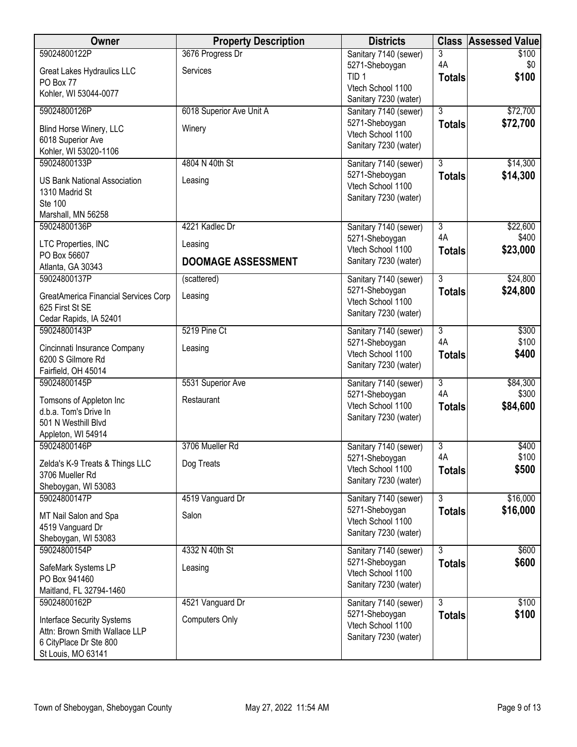| Owner | Property Description | Districts | Class | Assessed Value |
|---|---|---|---|---|
| 59024800122P<br>Great Lakes Hydraulics LLC<br>PO Box 77<br>Kohler, WI 53044-0077 | 3676 Progress Dr<br>Services | Sanitary 7140 (sewer)<br>5271-Sheboygan<br>TID 1<br>Vtech School 1100<br>Sanitary 7230 (water) | 3<br>4A<br>**Totals** | $100<br>$0<br>**$100** |
| 59024800126P<br>Blind Horse Winery, LLC<br>6018 Superior Ave<br>Kohler, WI 53020-1106 | 6018 Superior Ave Unit A<br>Winery | Sanitary 7140 (sewer)<br>5271-Sheboygan<br>Vtech School 1100<br>Sanitary 7230 (water) | 3<br>**Totals** | $72,700<br>**$72,700** |
| 59024800133P<br>US Bank National Association<br>1310 Madrid St<br>Ste 100<br>Marshall, MN 56258 | 4804 N 40th St<br>Leasing | Sanitary 7140 (sewer)<br>5271-Sheboygan<br>Vtech School 1100<br>Sanitary 7230 (water) | 3<br>**Totals** | $14,300<br>**$14,300** |
| 59024800136P<br>LTC Properties, INC<br>PO Box 56607<br>Atlanta, GA 30343 | 4221 Kadlec Dr<br>Leasing<br>**DOOMAGE ASSESSMENT** | Sanitary 7140 (sewer)<br>5271-Sheboygan<br>Vtech School 1100<br>Sanitary 7230 (water) | 3<br>4A<br>**Totals** | $22,600<br>$400<br>**$23,000** |
| 59024800137P<br>GreatAmerica Financial Services Corp<br>625 First St SE<br>Cedar Rapids, IA 52401 | (scattered)<br>Leasing | Sanitary 7140 (sewer)<br>5271-Sheboygan<br>Vtech School 1100<br>Sanitary 7230 (water) | 3<br>**Totals** | $24,800<br>**$24,800** |
| 59024800143P<br>Cincinnati Insurance Company<br>6200 S Gilmore Rd<br>Fairfield, OH 45014 | 5219 Pine Ct<br>Leasing | Sanitary 7140 (sewer)<br>5271-Sheboygan<br>Vtech School 1100<br>Sanitary 7230 (water) | 3<br>4A<br>**Totals** | $300<br>$100<br>**$400** |
| 59024800145P<br>Tomsons of Appleton Inc<br>d.b.a. Tom's Drive In<br>501 N Westhill Blvd<br>Appleton, WI 54914 | 5531 Superior Ave<br>Restaurant | Sanitary 7140 (sewer)<br>5271-Sheboygan<br>Vtech School 1100<br>Sanitary 7230 (water) | 3<br>4A<br>**Totals** | $84,300<br>$300<br>**$84,600** |
| 59024800146P<br>Zelda's K-9 Treats & Things LLC<br>3706 Mueller Rd<br>Sheboygan, WI 53083 | 3706 Mueller Rd<br>Dog Treats | Sanitary 7140 (sewer)<br>5271-Sheboygan<br>Vtech School 1100<br>Sanitary 7230 (water) | 3<br>4A<br>**Totals** | $400<br>$100<br>**$500** |
| 59024800147P<br>MT Nail Salon and Spa<br>4519 Vanguard Dr<br>Sheboygan, WI 53083 | 4519 Vanguard Dr<br>Salon | Sanitary 7140 (sewer)<br>5271-Sheboygan<br>Vtech School 1100<br>Sanitary 7230 (water) | 3<br>**Totals** | $16,000<br>**$16,000** |
| 59024800154P<br>SafeMark Systems LP<br>PO Box 941460<br>Maitland, FL 32794-1460 | 4332 N 40th St<br>Leasing | Sanitary 7140 (sewer)<br>5271-Sheboygan<br>Vtech School 1100<br>Sanitary 7230 (water) | 3<br>**Totals** | $600<br>**$600** |
| 59024800162P<br>Interface Security Systems<br>Attn: Brown Smith Wallace LLP<br>6 CityPlace Dr Ste 800<br>St Louis, MO 63141 | 4521 Vanguard Dr<br>Computers Only | Sanitary 7140 (sewer)<br>5271-Sheboygan<br>Vtech School 1100<br>Sanitary 7230 (water) | 3<br>**Totals** | $100<br>**$100** |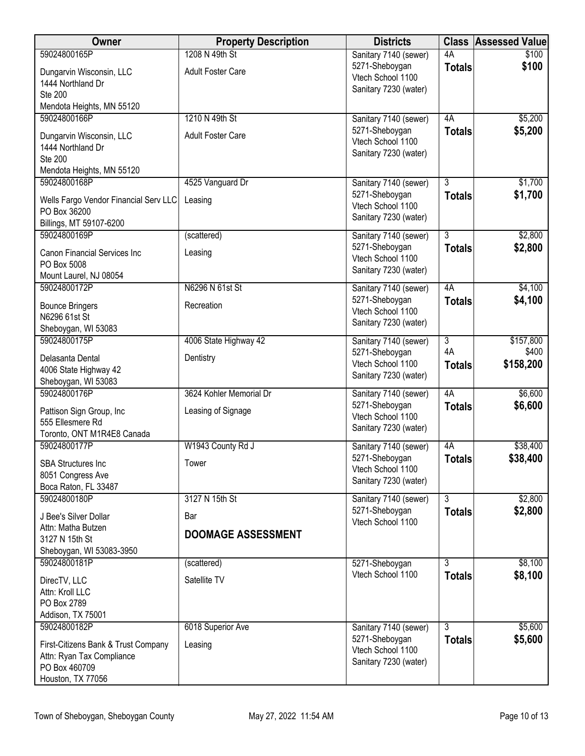| Owner | Property Description | Districts | Class | Assessed Value |
|---|---|---|---|---|
| 59024800165P<br>Dungarvin Wisconsin, LLC<br>1444 Northland Dr<br>Ste 200<br>Mendota Heights, MN 55120 | 1208 N 49th St<br>Adult Foster Care | Sanitary 7140 (sewer)<br>5271-Sheboygan<br>Vtech School 1100<br>Sanitary 7230 (water) | 4A<br>**Totals** | $100<br>**$100** |
| 59024800166P<br>Dungarvin Wisconsin, LLC<br>1444 Northland Dr<br>Ste 200<br>Mendota Heights, MN 55120 | 1210 N 49th St<br>Adult Foster Care | Sanitary 7140 (sewer)<br>5271-Sheboygan<br>Vtech School 1100<br>Sanitary 7230 (water) | 4A<br>**Totals** | $5,200<br>**$5,200** |
| 59024800168P<br>Wells Fargo Vendor Financial Serv LLC<br>PO Box 36200<br>Billings, MT 59107-6200 | 4525 Vanguard Dr<br>Leasing | Sanitary 7140 (sewer)<br>5271-Sheboygan<br>Vtech School 1100<br>Sanitary 7230 (water) | 3<br>**Totals** | $1,700<br>**$1,700** |
| 59024800169P<br>Canon Financial Services Inc<br>PO Box 5008<br>Mount Laurel, NJ 08054 | (scattered)<br>Leasing | Sanitary 7140 (sewer)<br>5271-Sheboygan<br>Vtech School 1100<br>Sanitary 7230 (water) | 3<br>**Totals** | $2,800<br>**$2,800** |
| 59024800172P<br>Bounce Bringers<br>N6296 61st St<br>Sheboygan, WI 53083 | N6296 N 61st St<br>Recreation | Sanitary 7140 (sewer)<br>5271-Sheboygan<br>Vtech School 1100<br>Sanitary 7230 (water) | 4A<br>**Totals** | $4,100<br>**$4,100** |
| 59024800175P<br>Delasanta Dental<br>4006 State Highway 42<br>Sheboygan, WI 53083 | 4006 State Highway 42<br>Dentistry | Sanitary 7140 (sewer)<br>5271-Sheboygan<br>Vtech School 1100<br>Sanitary 7230 (water) | 3<br>4A<br>**Totals** | $157,800<br>$400<br>**$158,200** |
| 59024800176P<br>Pattison Sign Group, Inc<br>555 Ellesmere Rd<br>Toronto, ONT M1R4E8 Canada | 3624 Kohler Memorial Dr<br>Leasing of Signage | Sanitary 7140 (sewer)<br>5271-Sheboygan<br>Vtech School 1100<br>Sanitary 7230 (water) | 4A<br>**Totals** | $6,600<br>**$6,600** |
| 59024800177P<br>SBA Structures Inc<br>8051 Congress Ave<br>Boca Raton, FL 33487 | W1943 County Rd J<br>Tower | Sanitary 7140 (sewer)<br>5271-Sheboygan<br>Vtech School 1100<br>Sanitary 7230 (water) | 4A<br>**Totals** | $38,400<br>**$38,400** |
| 59024800180P<br>J Bee's Silver Dollar<br>Attn: Matha Butzen<br>3127 N 15th St<br>Sheboygan, WI 53083-3950 | 3127 N 15th St<br>Bar<br>**DOOMAGE ASSESSMENT** | Sanitary 7140 (sewer)<br>5271-Sheboygan<br>Vtech School 1100 | 3<br>**Totals** | $2,800<br>**$2,800** |
| 59024800181P<br>DirecTV, LLC<br>Attn: Kroll LLC<br>PO Box 2789<br>Addison, TX 75001 | (scattered)<br>Satellite TV | 5271-Sheboygan<br>Vtech School 1100 | 3<br>**Totals** | $8,100<br>**$8,100** |
| 59024800182P<br>First-Citizens Bank & Trust Company<br>Attn: Ryan Tax Compliance<br>PO Box 460709<br>Houston, TX 77056 | 6018 Superior Ave<br>Leasing | Sanitary 7140 (sewer)<br>5271-Sheboygan<br>Vtech School 1100<br>Sanitary 7230 (water) | 3<br>**Totals** | $5,600<br>**$5,600** |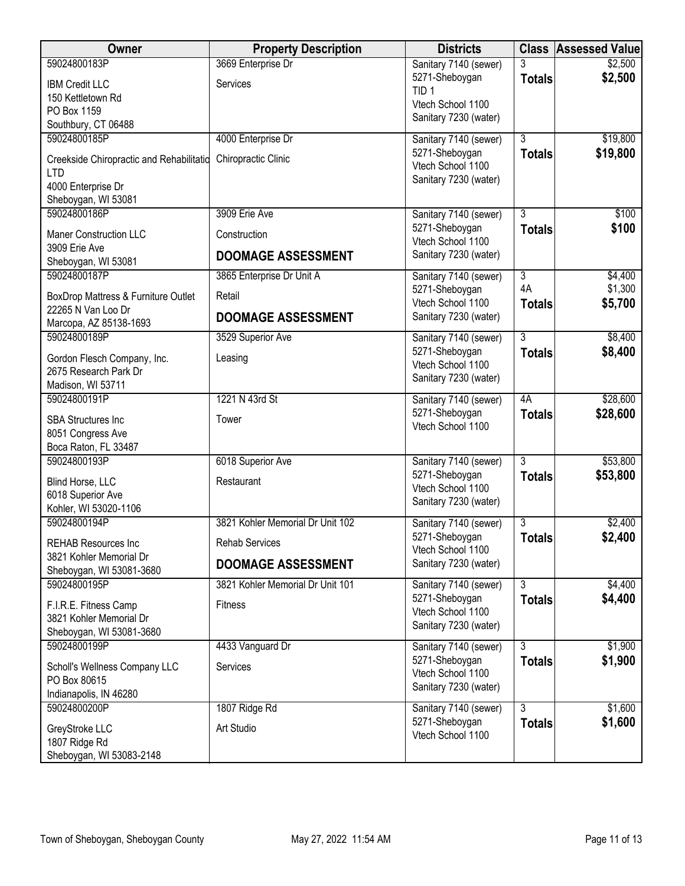| Owner | Property Description | Districts | Class | Assessed Value |
|---|---|---|---|---|
| 59024800183P<br>IBM Credit LLC<br>150 Kettletown Rd<br>PO Box 1159<br>Southbury, CT 06488 | 3669 Enterprise Dr<br>Services | Sanitary 7140 (sewer)<br>5271-Sheboygan<br>TID 1<br>Vtech School 1100<br>Sanitary 7230 (water) | 3<br>**Totals** | $2,500<br>**$2,500** |
| 59024800185P<br>Creekside Chiropractic and Rehabilitatio<br>LTD<br>4000 Enterprise Dr<br>Sheboygan, WI 53081 | 4000 Enterprise Dr<br>Chiropractic Clinic | Sanitary 7140 (sewer)<br>5271-Sheboygan<br>Vtech School 1100<br>Sanitary 7230 (water) | 3<br>**Totals** | $19,800<br>**$19,800** |
| 59024800186P<br>Maner Construction LLC<br>3909 Erie Ave<br>Sheboygan, WI 53081 | 3909 Erie Ave<br>Construction<br>**DOOMAGE ASSESSMENT** | Sanitary 7140 (sewer)<br>5271-Sheboygan<br>Vtech School 1100<br>Sanitary 7230 (water) | 3<br>**Totals** | $100<br>**$100** |
| 59024800187P<br>BoxDrop Mattress & Furniture Outlet<br>22265 N Van Loo Dr<br>Marcopa, AZ 85138-1693 | 3865 Enterprise Dr Unit A<br>Retail<br>**DOOMAGE ASSESSMENT** | Sanitary 7140 (sewer)<br>5271-Sheboygan<br>Vtech School 1100<br>Sanitary 7230 (water) | 3<br>4A<br>**Totals** | $4,400<br>$1,300<br>**$5,700** |
| 59024800189P<br>Gordon Flesch Company, Inc.<br>2675 Research Park Dr<br>Madison, WI 53711 | 3529 Superior Ave<br>Leasing | Sanitary 7140 (sewer)<br>5271-Sheboygan<br>Vtech School 1100<br>Sanitary 7230 (water) | 3<br>**Totals** | $8,400<br>**$8,400** |
| 59024800191P<br>SBA Structures Inc<br>8051 Congress Ave<br>Boca Raton, FL 33487 | 1221 N 43rd St<br>Tower | Sanitary 7140 (sewer)<br>5271-Sheboygan<br>Vtech School 1100 | 4A<br>**Totals** | $28,600<br>**$28,600** |
| 59024800193P<br>Blind Horse, LLC<br>6018 Superior Ave<br>Kohler, WI 53020-1106 | 6018 Superior Ave<br>Restaurant | Sanitary 7140 (sewer)<br>5271-Sheboygan<br>Vtech School 1100<br>Sanitary 7230 (water) | 3<br>**Totals** | $53,800<br>**$53,800** |
| 59024800194P<br>REHAB Resources Inc<br>3821 Kohler Memorial Dr<br>Sheboygan, WI 53081-3680 | 3821 Kohler Memorial Dr Unit 102<br>Rehab Services<br>**DOOMAGE ASSESSMENT** | Sanitary 7140 (sewer)<br>5271-Sheboygan<br>Vtech School 1100<br>Sanitary 7230 (water) | 3<br>**Totals** | $2,400<br>**$2,400** |
| 59024800195P<br>F.I.R.E. Fitness Camp<br>3821 Kohler Memorial Dr<br>Sheboygan, WI 53081-3680 | 3821 Kohler Memorial Dr Unit 101<br>Fitness | Sanitary 7140 (sewer)<br>5271-Sheboygan<br>Vtech School 1100<br>Sanitary 7230 (water) | 3<br>**Totals** | $4,400<br>**$4,400** |
| 59024800199P<br>Scholl's Wellness Company LLC<br>PO Box 80615<br>Indianapolis, IN 46280 | 4433 Vanguard Dr<br>Services | Sanitary 7140 (sewer)<br>5271-Sheboygan<br>Vtech School 1100<br>Sanitary 7230 (water) | 3<br>**Totals** | $1,900<br>**$1,900** |
| 59024800200P<br>GreyStroke LLC<br>1807 Ridge Rd<br>Sheboygan, WI 53083-2148 | 1807 Ridge Rd<br>Art Studio | Sanitary 7140 (sewer)<br>5271-Sheboygan<br>Vtech School 1100 | 3<br>**Totals** | $1,600<br>**$1,600** |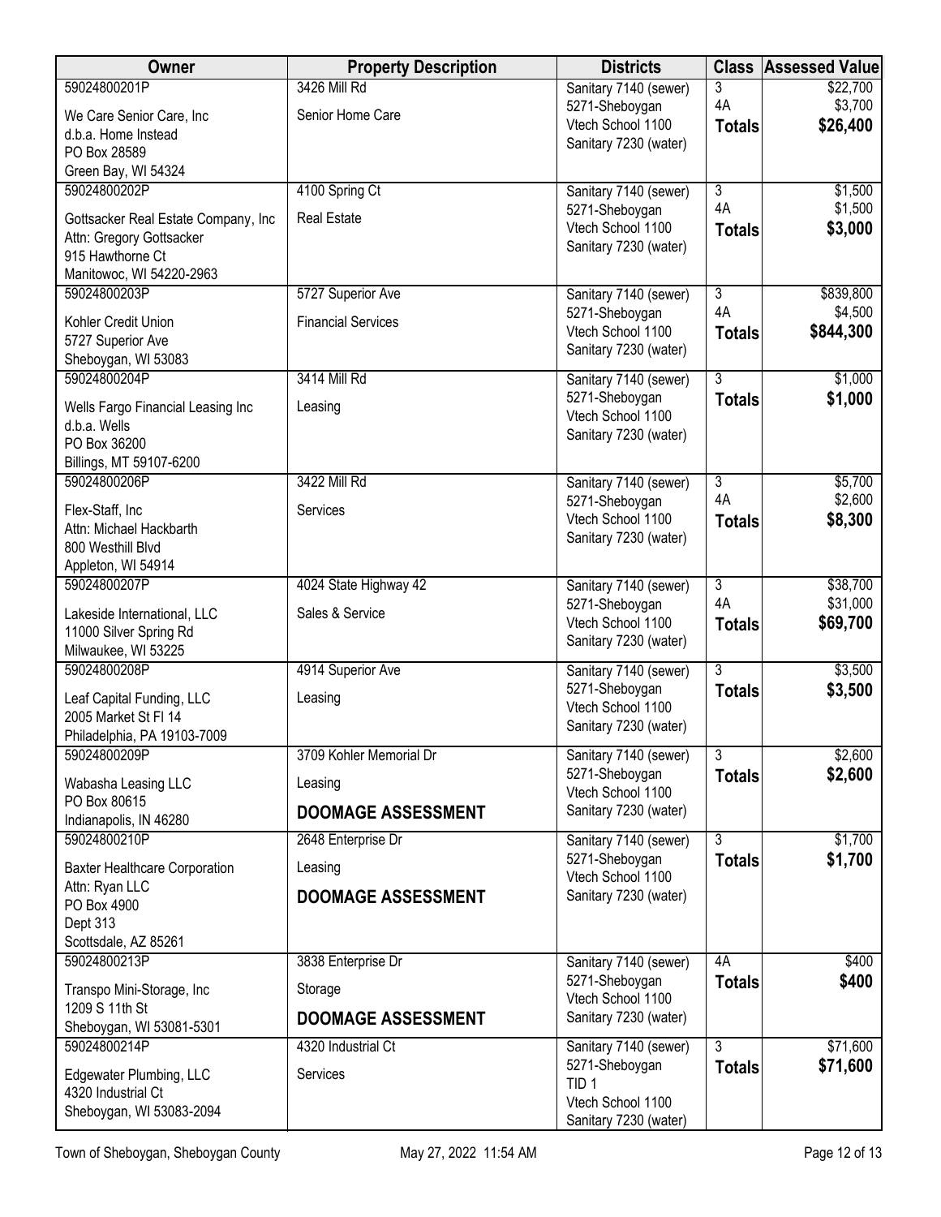| Owner | Property Description | Districts | Class | Assessed Value |
|---|---|---|---|---|
| 59024800201P<br>We Care Senior Care, Inc<br>d.b.a. Home Instead<br>PO Box 28589<br>Green Bay, WI 54324 | 3426 Mill Rd<br>Senior Home Care | Sanitary 7140 (sewer)<br>5271-Sheboygan<br>Vtech School 1100<br>Sanitary 7230 (water) | 3<br>4A<br>**Totals** | $22,700<br>$3,700<br>**$26,400** |
| 59024800202P<br>Gottsacker Real Estate Company, Inc<br>Attn: Gregory Gottsacker<br>915 Hawthorne Ct<br>Manitowoc, WI 54220-2963 | 4100 Spring Ct<br>Real Estate | Sanitary 7140 (sewer)<br>5271-Sheboygan<br>Vtech School 1100<br>Sanitary 7230 (water) | 3<br>4A<br>**Totals** | $1,500<br>$1,500<br>**$3,000** |
| 59024800203P<br>Kohler Credit Union<br>5727 Superior Ave<br>Sheboygan, WI 53083 | 5727 Superior Ave<br>Financial Services | Sanitary 7140 (sewer)<br>5271-Sheboygan<br>Vtech School 1100<br>Sanitary 7230 (water) | 3<br>4A<br>**Totals** | $839,800<br>$4,500<br>**$844,300** |
| 59024800204P<br>Wells Fargo Financial Leasing Inc<br>d.b.a. Wells<br>PO Box 36200<br>Billings, MT 59107-6200 | 3414 Mill Rd<br>Leasing | Sanitary 7140 (sewer)<br>5271-Sheboygan<br>Vtech School 1100<br>Sanitary 7230 (water) | 3<br>**Totals** | $1,000<br>**$1,000** |
| 59024800206P<br>Flex-Staff, Inc<br>Attn: Michael Hackbarth<br>800 Westhill Blvd<br>Appleton, WI 54914 | 3422 Mill Rd<br>Services | Sanitary 7140 (sewer)<br>5271-Sheboygan<br>Vtech School 1100<br>Sanitary 7230 (water) | 3<br>4A<br>**Totals** | $5,700<br>$2,600<br>**$8,300** |
| 59024800207P<br>Lakeside International, LLC<br>11000 Silver Spring Rd<br>Milwaukee, WI 53225 | 4024 State Highway 42<br>Sales & Service | Sanitary 7140 (sewer)<br>5271-Sheboygan<br>Vtech School 1100<br>Sanitary 7230 (water) | 3<br>4A<br>**Totals** | $38,700<br>$31,000<br>**$69,700** |
| 59024800208P<br>Leaf Capital Funding, LLC<br>2005 Market St Fl 14<br>Philadelphia, PA 19103-7009 | 4914 Superior Ave<br>Leasing | Sanitary 7140 (sewer)<br>5271-Sheboygan<br>Vtech School 1100<br>Sanitary 7230 (water) | 3<br>**Totals** | $3,500<br>**$3,500** |
| 59024800209P<br>Wabasha Leasing LLC<br>PO Box 80615<br>Indianapolis, IN 46280 | 3709 Kohler Memorial Dr<br>Leasing<br>**DOOMAGE ASSESSMENT** | Sanitary 7140 (sewer)<br>5271-Sheboygan<br>Vtech School 1100<br>Sanitary 7230 (water) | 3<br>**Totals** | $2,600<br>**$2,600** |
| 59024800210P<br>Baxter Healthcare Corporation<br>Attn: Ryan LLC<br>PO Box 4900<br>Dept 313<br>Scottsdale, AZ 85261 | 2648 Enterprise Dr<br>Leasing<br>**DOOMAGE ASSESSMENT** | Sanitary 7140 (sewer)<br>5271-Sheboygan<br>Vtech School 1100<br>Sanitary 7230 (water) | 3<br>**Totals** | $1,700<br>**$1,700** |
| 59024800213P<br>Transpo Mini-Storage, Inc<br>1209 S 11th St<br>Sheboygan, WI 53081-5301 | 3838 Enterprise Dr<br>Storage<br>**DOOMAGE ASSESSMENT** | Sanitary 7140 (sewer)<br>5271-Sheboygan<br>Vtech School 1100<br>Sanitary 7230 (water) | 4A<br>**Totals** | $400<br>**$400** |
| 59024800214P<br>Edgewater Plumbing, LLC<br>4320 Industrial Ct<br>Sheboygan, WI 53083-2094 | 4320 Industrial Ct<br>Services | Sanitary 7140 (sewer)<br>5271-Sheboygan<br>TID 1<br>Vtech School 1100<br>Sanitary 7230 (water) | 3<br>**Totals** | $71,600<br>**$71,600** |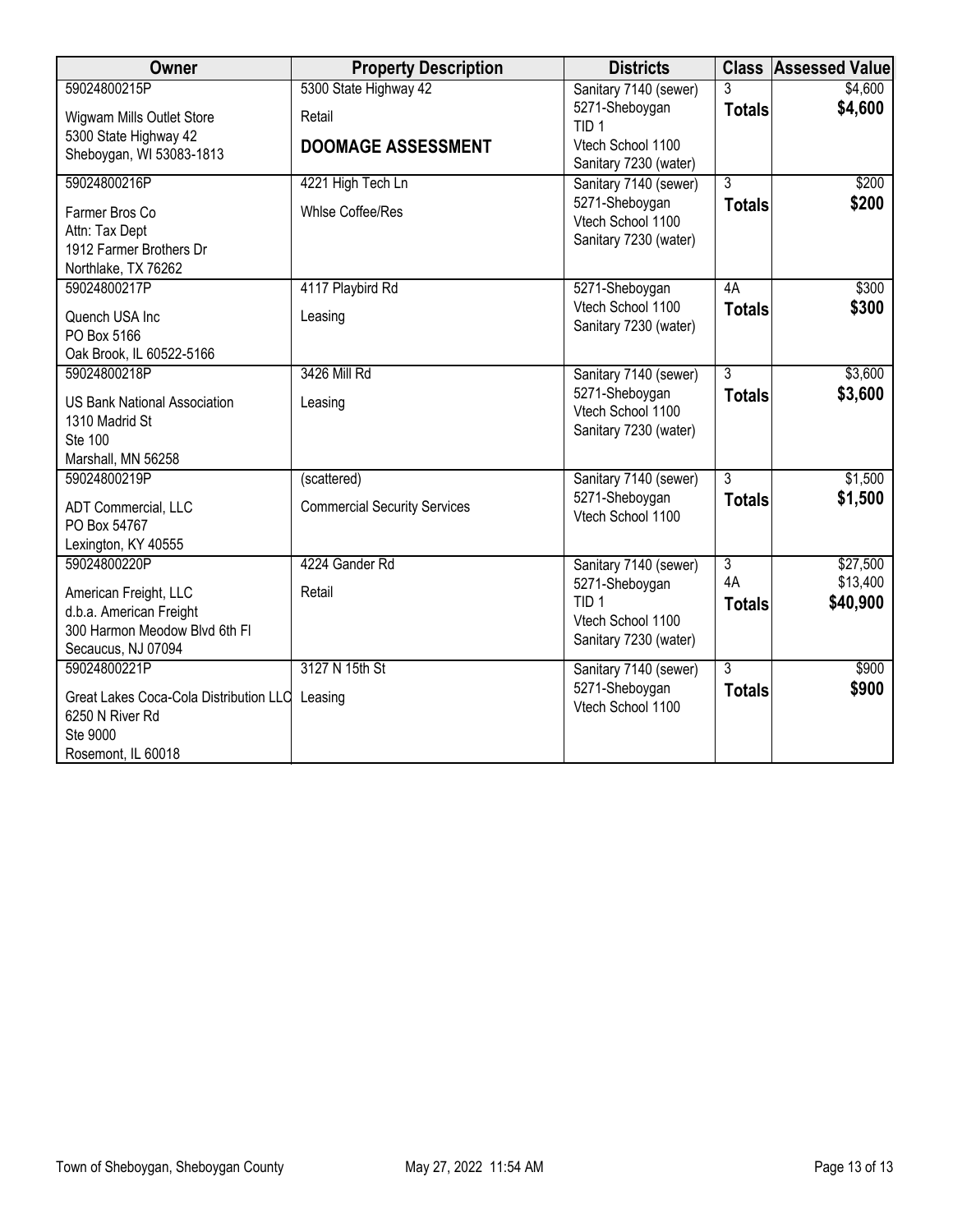| Owner | Property Description | Districts | Class | Assessed Value |
| --- | --- | --- | --- | --- |
| 59024800215P<br>Wigwam Mills Outlet Store<br>5300 State Highway 42<br>Sheboygan, WI 53083-1813 | 5300 State Highway 42<br>Retail<br>**DOOMAGE ASSESSMENT** | Sanitary 7140 (sewer)<br>5271-Sheboygan<br>TID 1<br>Vtech School 1100<br>Sanitary 7230 (water) | 3<br>**Totals** | $4,600<br>**$4,600** |
| 59024800216P<br>Farmer Bros Co<br>Attn: Tax Dept<br>1912 Farmer Brothers Dr<br>Northlake, TX 76262 | 4221 High Tech Ln<br>Whlse Coffee/Res | Sanitary 7140 (sewer)<br>5271-Sheboygan<br>Vtech School 1100<br>Sanitary 7230 (water) | 3<br>**Totals** | $200<br>**$200** |
| 59024800217P<br>Quench USA Inc<br>PO Box 5166<br>Oak Brook, IL 60522-5166 | 4117 Playbird Rd<br>Leasing | 5271-Sheboygan<br>Vtech School 1100<br>Sanitary 7230 (water) | 4A<br>**Totals** | $300<br>**$300** |
| 59024800218P<br>US Bank National Association<br>1310 Madrid St<br>Ste 100<br>Marshall, MN 56258 | 3426 Mill Rd<br>Leasing | Sanitary 7140 (sewer)<br>5271-Sheboygan<br>Vtech School 1100<br>Sanitary 7230 (water) | 3<br>**Totals** | $3,600<br>**$3,600** |
| 59024800219P<br>ADT Commercial, LLC<br>PO Box 54767<br>Lexington, KY 40555 | (scattered)<br>Commercial Security Services | Sanitary 7140 (sewer)<br>5271-Sheboygan<br>Vtech School 1100 | 3<br>**Totals** | $1,500<br>**$1,500** |
| 59024800220P<br>American Freight, LLC<br>d.b.a. American Freight<br>300 Harmon Meodow Blvd 6th Fl<br>Secaucus, NJ 07094 | 4224 Gander Rd<br>Retail | Sanitary 7140 (sewer)<br>5271-Sheboygan<br>TID 1<br>Vtech School 1100<br>Sanitary 7230 (water) | 3<br>4A<br>**Totals** | $27,500<br>$13,400<br>**$40,900** |
| 59024800221P<br>Great Lakes Coca-Cola Distribution LLC<br>6250 N River Rd<br>Ste 9000<br>Rosemont, IL 60018 | 3127 N 15th St<br>Leasing | Sanitary 7140 (sewer)<br>5271-Sheboygan<br>Vtech School 1100 | 3<br>**Totals** | $900<br>**$900** |